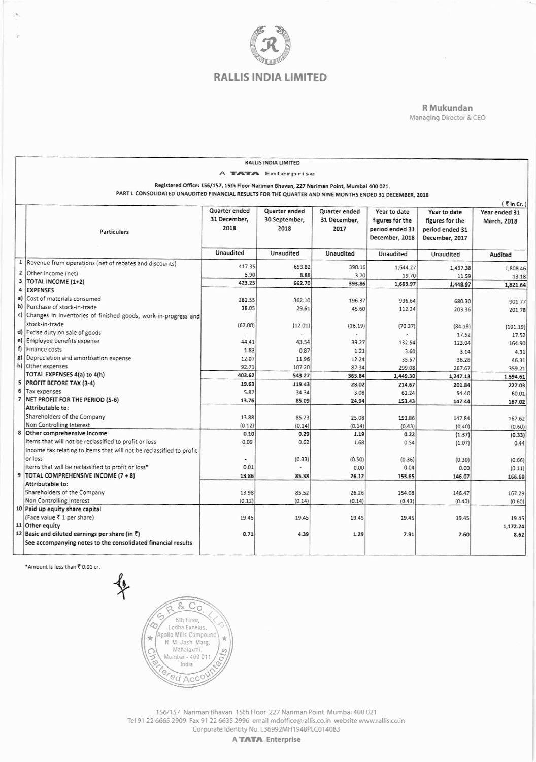# RALLIS INDIA LIMITED

**R Mukundan**
Managing Director & CEO

RALLIS INDIA LIMITED

A TATA Enterprise

Registered Office: 156/157, 15th Floor Nariman Bhavan, 227 Nariman Point, Mumbai 400 021.

**PART I: CONSOLIDATED UNAUDITED FINANCIAL RESULTS FOR THE QUARTER AND NINE MONTHS ENDED 31 DECEMBER, 2018**

(₹ in Cr.)

| | Particulars | Quarter ended 31 December, 2018 | Quarter ended 30 September, 2018 | Quarter ended 31 December, 2017 | Year to date figures for the period ended 31 December, 2018 | Year to date figures for the period ended 31 December, 2017 | Year ended 31 March, 2018 |
|---|---|---|---|---|---|---|---|
| | | Unaudited | Unaudited | Unaudited | Unaudited | Unaudited | Audited |
| 1 | Revenue from operations (net of rebates and discounts) | 417.35 | 653.82 | 390.16 | 1,644.27 | 1,437.38 | 1,808.46 |
| 2 | Other income (net) | 5.90 | 8.88 | 3.70 | 19.70 | 11.59 | 13.18 |
| 3 | **TOTAL INCOME (1+2)** | 423.25 | 662.70 | 393.86 | 1,663.97 | 1,448.97 | 1,821.64 |
| 4 | **EXPENSES** | | | | | | |
| a) | Cost of materials consumed | 281.55 | 362.10 | 196.37 | 936.64 | 680.30 | 901.77 |
| b) | Purchase of stock-in-trade | 38.05 | 29.61 | 45.60 | 112.24 | 203.36 | 201.78 |
| c) | Changes in inventories of finished goods, work-in-progress and stock-in-trade | (67.00) | (12.01) | (16.19) | (70.37) | (84.18) | (101.19) |
| d) | Excise duty on sale of goods | - | - | - | - | 17.52 | 17.52 |
| e) | Employee benefits expense | 44.41 | 43.54 | 39.27 | 132.54 | 123.04 | 164.90 |
| f) | Finance costs | 1.83 | 0.87 | 1.21 | 3.60 | 3.14 | 4.31 |
| g) | Depreciation and amortisation expense | 12.07 | 11.96 | 12.24 | 35.57 | 36.28 | 46.31 |
| h) | Other expenses | 92.71 | 107.20 | 87.34 | 299.08 | 267.67 | 359.21 |
| | **TOTAL EXPENSES 4(a) to 4(h)** | 403.62 | 543.27 | 365.84 | 1,449.30 | 1,247.13 | 1,594.61 |
| 5 | **PROFIT BEFORE TAX (3-4)** | 19.63 | 119.43 | 28.02 | 214.67 | 201.84 | 227.03 |
| 6 | Tax expenses | 5.87 | 34.34 | 3.08 | 61.24 | 54.40 | 60.01 |
| 7 | **NET PROFIT FOR THE PERIOD (5-6)** | 13.76 | 85.09 | 24.94 | 153.43 | 147.44 | 167.02 |
| | **Attributable to:** | | | | | | |
| | Shareholders of the Company | 13.88 | 85.23 | 25.08 | 153.86 | 147.84 | 167.62 |
| | Non Controlling Interest | (0.12) | (0.14) | (0.14) | (0.43) | (0.40) | (0.60) |
| 8 | **Other comprehensive income** | 0.10 | 0.29 | 1.19 | 0.22 | (1.37) | (0.33) |
| | Items that will not be reclassified to profit or loss | 0.09 | 0.62 | 1.68 | 0.54 | (1.07) | 0.44 |
| | Income tax relating to items that will not be reclassified to profit or loss | - | (0.33) | (0.50) | (0.36) | (0.30) | (0.66) |
| | Items that will be reclassified to profit or loss* | 0.01 | - | 0.00 | 0.04 | 0.00 | (0.11) |
| 9 | **TOTAL COMPREHENSIVE INCOME (7 + 8)** | 13.86 | 85.38 | 26.12 | 153.65 | 146.07 | 166.69 |
| | **Attributable to:** | | | | | | |
| | Shareholders of the Company | 13.98 | 85.52 | 26.26 | 154.08 | 146.47 | 167.29 |
| | Non Controlling Interest | (0.12) | (0.14) | (0.14) | (0.43) | (0.40) | (0.60) |
| 10 | **Paid up equity share capital** (Face value ₹ 1 per share) | 19.45 | 19.45 | 19.45 | 19.45 | 19.45 | 19.45 |
| 11 | **Other equity** | | | | | | 1,172.24 |
| 12 | **Basic and diluted earnings per share (in ₹)** | 0.71 | 4.39 | 1.29 | 7.91 | 7.60 | 8.62 |
| | **See accompanying notes to the consolidated financial results** | | | | | | |

*Amount is less than ₹ 0.01 cr.

B S R & Co. LLP Chartered Accountants, 5th Floor, Lodha Excelus, Apollo Mills Compound, N. M. Joshi Marg, Mahalaxmi, Mumbai - 400 011, India.

156/157 Nariman Bhavan 15th Floor 227 Nariman Point Mumbai 400 021
Tel 91 22 6665 2909 Fax 91 22 6635 2996 email mdoffice@rallis.co.in website www.rallis.co.in
Corporate Identity No. L36992MH1948PLC014083
A TATA Enterprise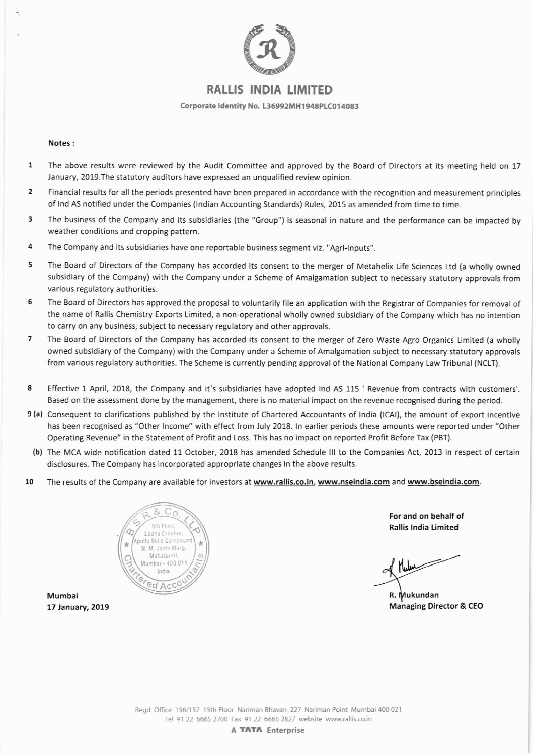# RALLIS INDIA LIMITED

Corporate Identity No. L36992MH1948PLC014083

**Notes :**

1. The above results were reviewed by the Audit Committee and approved by the Board of Directors at its meeting held on 17 January, 2019.The statutory auditors have expressed an unqualified review opinion.

2. Financial results for all the periods presented have been prepared in accordance with the recognition and measurement principles of Ind AS notified under the Companies (Indian Accounting Standards) Rules, 2015 as amended from time to time.

3. The business of the Company and its subsidiaries (the "Group") is seasonal in nature and the performance can be impacted by weather conditions and cropping pattern.

4. The Company and its subsidiaries have one reportable business segment viz. "Agri-Inputs".

5. The Board of Directors of the Company has accorded its consent to the merger of Metahelix Life Sciences Ltd (a wholly owned subsidiary of the Company) with the Company under a Scheme of Amalgamation subject to necessary statutory approvals from various regulatory authorities.

6. The Board of Directors has approved the proposal to voluntarily file an application with the Registrar of Companies for removal of the name of Rallis Chemistry Exports Limited, a non-operational wholly owned subsidiary of the Company which has no intention to carry on any business, subject to necessary regulatory and other approvals.

7. The Board of Directors of the Company has accorded its consent to the merger of Zero Waste Agro Organics Limited (a wholly owned subsidiary of the Company) with the Company under a Scheme of Amalgamation subject to necessary statutory approvals from various regulatory authorities. The Scheme is currently pending approval of the National Company Law Tribunal (NCLT).

8. Effective 1 April, 2018, the Company and it`s subsidiaries have adopted Ind AS 115 ' Revenue from contracts with customers'. Based on the assessment done by the management, there is no material impact on the revenue recognised during the period.

9. (a) Consequent to clarifications published by the Institute of Chartered Accountants of India (ICAI), the amount of export incentive has been recognised as "Other Income" with effect from July 2018. In earlier periods these amounts were reported under "Other Operating Revenue" in the Statement of Profit and Loss. This has no impact on reported Profit Before Tax (PBT).

   (b) The MCA wide notification dated 11 October, 2018 has amended Schedule III to the Companies Act, 2013 in respect of certain disclosures. The Company has incorporated appropriate changes in the above results.

10. The results of the Company are available for investors at **www.rallis.co.in**, **www.nseindia.com** and **www.bseindia.com**.

B S R & Co. LLP, Chartered Accountants, 5th Floor, Lodha Excelus, Apollo Mills Compound, N. M. Joshi Marg, Mahalaxmi, Mumbai - 400 011, India.

**For and on behalf of**
**Rallis India Limited**

**R. Mukundan**
**Managing Director & CEO**

**Mumbai**
**17 January, 2019**

Regd Office 156/157 15th Floor Nariman Bhavan 227 Nariman Point Mumbai 400 021
Tel 91 22 6665 2700 Fax 91 22 6665 2827 website www.rallis.co.in

**A TATA Enterprise**